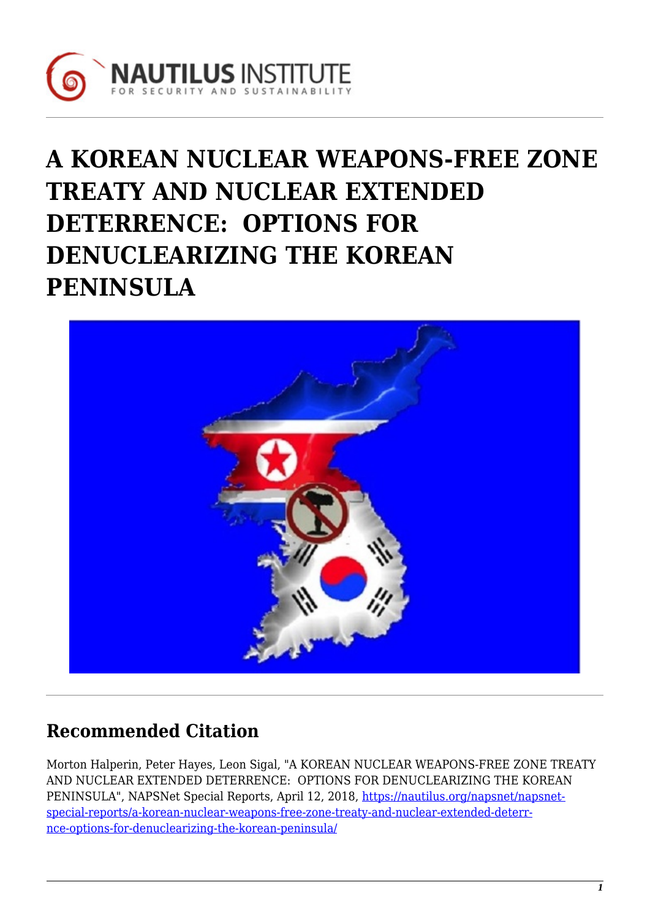# A KOREAN NUCLEAR WEAPONS-FREE ZONE TREATY AND NUCLEAR EXTENDED DETERRENCE: OPTIONS FOR DENUCLEARIZING THE KOREAN PENINSULA

## Recommended Citation

Morton Halperin, Peter Hayes, Leon Sigal, "A KOREAN NUCLEAR WEAPONS-FREE ZONE TREATY AND NUCLEAR EXTENDED DETERRENCE: OPTIONS FOR DENUCLEARIZING THE KOREAN PENINSULA", NAPSNet Special Reports, April 12, 2018, https://nautilus.org/napsnet/napsnet-special-reports/a-korean-nuclear-weapons-free-zone-treaty-and-nuclear-extended-deterr-nce-options-for-denuclearizing-the-korean-peninsula/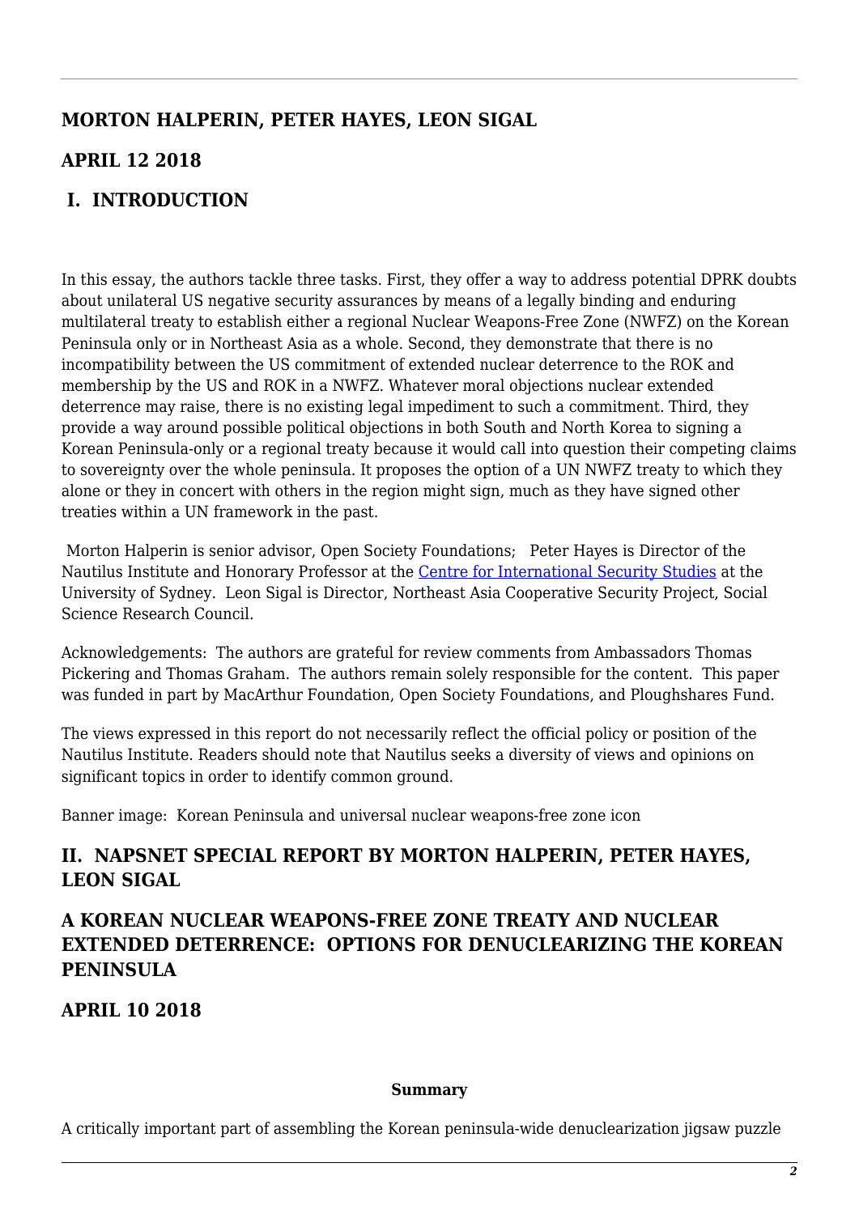## MORTON HALPERIN, PETER HAYES, LEON SIGAL

## APRIL 12 2018

## I. INTRODUCTION

In this essay, the authors tackle three tasks. First, they offer a way to address potential DPRK doubts about unilateral US negative security assurances by means of a legally binding and enduring multilateral treaty to establish either a regional Nuclear Weapons-Free Zone (NWFZ) on the Korean Peninsula only or in Northeast Asia as a whole. Second, they demonstrate that there is no incompatibility between the US commitment of extended nuclear deterrence to the ROK and membership by the US and ROK in a NWFZ. Whatever moral objections nuclear extended deterrence may raise, there is no existing legal impediment to such a commitment. Third, they provide a way around possible political objections in both South and North Korea to signing a Korean Peninsula-only or a regional treaty because it would call into question their competing claims to sovereignty over the whole peninsula. It proposes the option of a UN NWFZ treaty to which they alone or they in concert with others in the region might sign, much as they have signed other treaties within a UN framework in the past.

Morton Halperin is senior advisor, Open Society Foundations; Peter Hayes is Director of the Nautilus Institute and Honorary Professor at the Centre for International Security Studies at the University of Sydney. Leon Sigal is Director, Northeast Asia Cooperative Security Project, Social Science Research Council.

Acknowledgements: The authors are grateful for review comments from Ambassadors Thomas Pickering and Thomas Graham. The authors remain solely responsible for the content. This paper was funded in part by MacArthur Foundation, Open Society Foundations, and Ploughshares Fund.

The views expressed in this report do not necessarily reflect the official policy or position of the Nautilus Institute. Readers should note that Nautilus seeks a diversity of views and opinions on significant topics in order to identify common ground.

Banner image: Korean Peninsula and universal nuclear weapons-free zone icon

## II. NAPSNET SPECIAL REPORT BY MORTON HALPERIN, PETER HAYES, LEON SIGAL

## A KOREAN NUCLEAR WEAPONS-FREE ZONE TREATY AND NUCLEAR EXTENDED DETERRENCE: OPTIONS FOR DENUCLEARIZING THE KOREAN PENINSULA

## APRIL 10 2018

**Summary**

A critically important part of assembling the Korean peninsula-wide denuclearization jigsaw puzzle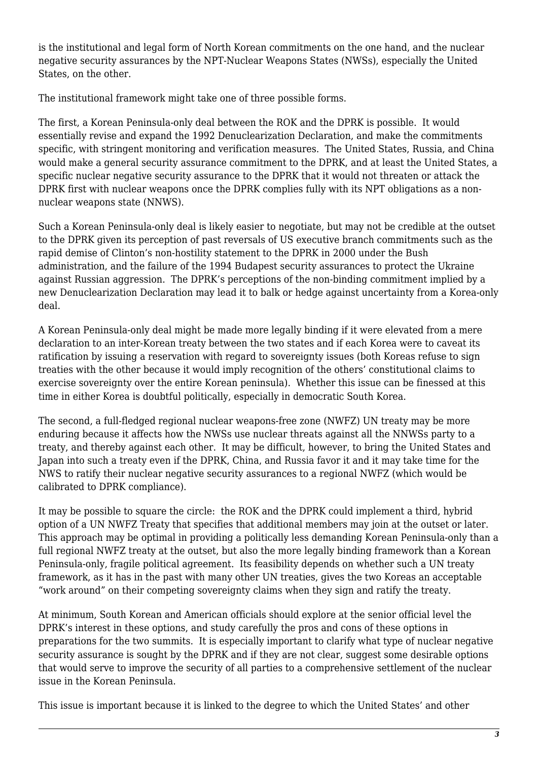is the institutional and legal form of North Korean commitments on the one hand, and the nuclear negative security assurances by the NPT-Nuclear Weapons States (NWSs), especially the United States, on the other.

The institutional framework might take one of three possible forms.

The first, a Korean Peninsula-only deal between the ROK and the DPRK is possible. It would essentially revise and expand the 1992 Denuclearization Declaration, and make the commitments specific, with stringent monitoring and verification measures. The United States, Russia, and China would make a general security assurance commitment to the DPRK, and at least the United States, a specific nuclear negative security assurance to the DPRK that it would not threaten or attack the DPRK first with nuclear weapons once the DPRK complies fully with its NPT obligations as a non-nuclear weapons state (NNWS).

Such a Korean Peninsula-only deal is likely easier to negotiate, but may not be credible at the outset to the DPRK given its perception of past reversals of US executive branch commitments such as the rapid demise of Clinton's non-hostility statement to the DPRK in 2000 under the Bush administration, and the failure of the 1994 Budapest security assurances to protect the Ukraine against Russian aggression. The DPRK's perceptions of the non-binding commitment implied by a new Denuclearization Declaration may lead it to balk or hedge against uncertainty from a Korea-only deal.

A Korean Peninsula-only deal might be made more legally binding if it were elevated from a mere declaration to an inter-Korean treaty between the two states and if each Korea were to caveat its ratification by issuing a reservation with regard to sovereignty issues (both Koreas refuse to sign treaties with the other because it would imply recognition of the others' constitutional claims to exercise sovereignty over the entire Korean peninsula). Whether this issue can be finessed at this time in either Korea is doubtful politically, especially in democratic South Korea.

The second, a full-fledged regional nuclear weapons-free zone (NWFZ) UN treaty may be more enduring because it affects how the NWSs use nuclear threats against all the NNWSs party to a treaty, and thereby against each other. It may be difficult, however, to bring the United States and Japan into such a treaty even if the DPRK, China, and Russia favor it and it may take time for the NWS to ratify their nuclear negative security assurances to a regional NWFZ (which would be calibrated to DPRK compliance).

It may be possible to square the circle: the ROK and the DPRK could implement a third, hybrid option of a UN NWFZ Treaty that specifies that additional members may join at the outset or later. This approach may be optimal in providing a politically less demanding Korean Peninsula-only than a full regional NWFZ treaty at the outset, but also the more legally binding framework than a Korean Peninsula-only, fragile political agreement. Its feasibility depends on whether such a UN treaty framework, as it has in the past with many other UN treaties, gives the two Koreas an acceptable "work around" on their competing sovereignty claims when they sign and ratify the treaty.

At minimum, South Korean and American officials should explore at the senior official level the DPRK's interest in these options, and study carefully the pros and cons of these options in preparations for the two summits. It is especially important to clarify what type of nuclear negative security assurance is sought by the DPRK and if they are not clear, suggest some desirable options that would serve to improve the security of all parties to a comprehensive settlement of the nuclear issue in the Korean Peninsula.

This issue is important because it is linked to the degree to which the United States' and other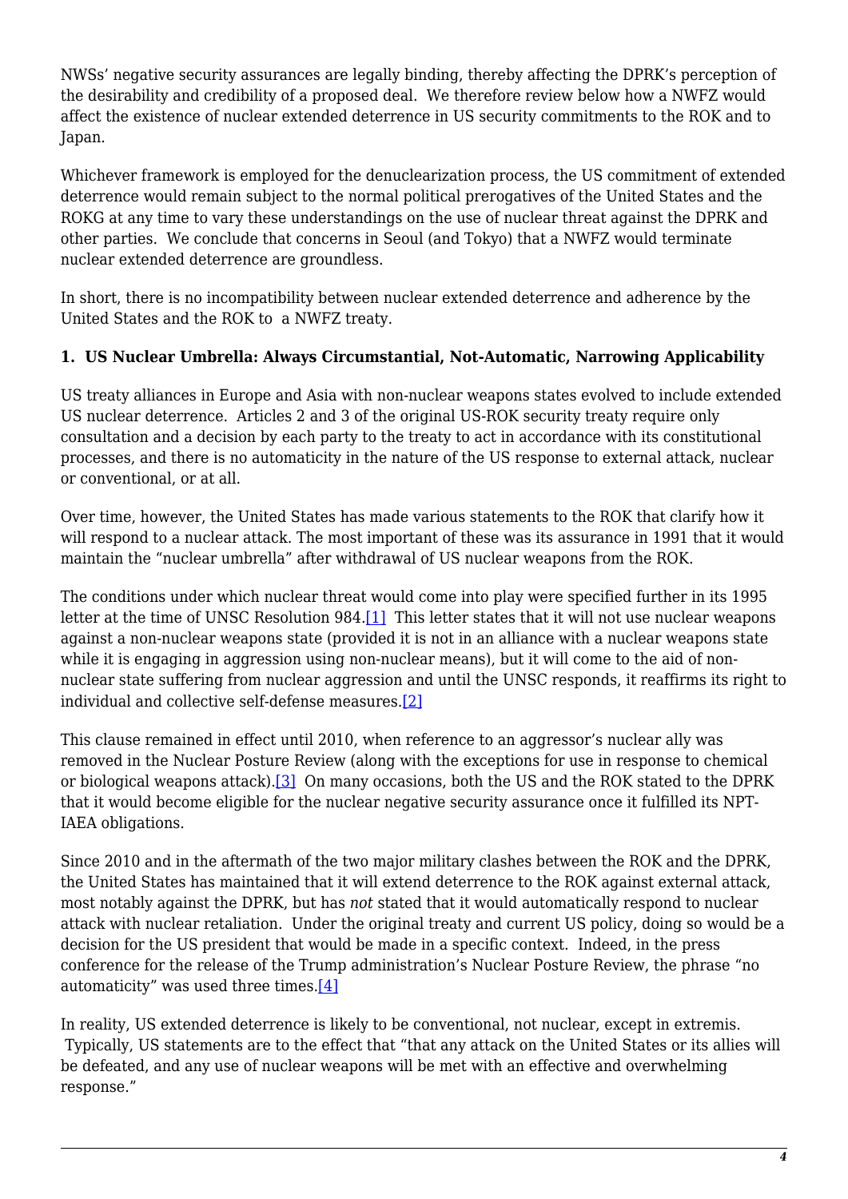NWSs' negative security assurances are legally binding, thereby affecting the DPRK's perception of the desirability and credibility of a proposed deal. We therefore review below how a NWFZ would affect the existence of nuclear extended deterrence in US security commitments to the ROK and to Japan.

Whichever framework is employed for the denuclearization process, the US commitment of extended deterrence would remain subject to the normal political prerogatives of the United States and the ROKG at any time to vary these understandings on the use of nuclear threat against the DPRK and other parties. We conclude that concerns in Seoul (and Tokyo) that a NWFZ would terminate nuclear extended deterrence are groundless.

In short, there is no incompatibility between nuclear extended deterrence and adherence by the United States and the ROK to a NWFZ treaty.

**1. US Nuclear Umbrella: Always Circumstantial, Not-Automatic, Narrowing Applicability**

US treaty alliances in Europe and Asia with non-nuclear weapons states evolved to include extended US nuclear deterrence. Articles 2 and 3 of the original US-ROK security treaty require only consultation and a decision by each party to the treaty to act in accordance with its constitutional processes, and there is no automaticity in the nature of the US response to external attack, nuclear or conventional, or at all.

Over time, however, the United States has made various statements to the ROK that clarify how it will respond to a nuclear attack. The most important of these was its assurance in 1991 that it would maintain the "nuclear umbrella" after withdrawal of US nuclear weapons from the ROK.

The conditions under which nuclear threat would come into play were specified further in its 1995 letter at the time of UNSC Resolution 984.[1] This letter states that it will not use nuclear weapons against a non-nuclear weapons state (provided it is not in an alliance with a nuclear weapons state while it is engaging in aggression using non-nuclear means), but it will come to the aid of non-nuclear state suffering from nuclear aggression and until the UNSC responds, it reaffirms its right to individual and collective self-defense measures.[2]

This clause remained in effect until 2010, when reference to an aggressor's nuclear ally was removed in the Nuclear Posture Review (along with the exceptions for use in response to chemical or biological weapons attack).[3] On many occasions, both the US and the ROK stated to the DPRK that it would become eligible for the nuclear negative security assurance once it fulfilled its NPT-IAEA obligations.

Since 2010 and in the aftermath of the two major military clashes between the ROK and the DPRK, the United States has maintained that it will extend deterrence to the ROK against external attack, most notably against the DPRK, but has *not* stated that it would automatically respond to nuclear attack with nuclear retaliation. Under the original treaty and current US policy, doing so would be a decision for the US president that would be made in a specific context. Indeed, in the press conference for the release of the Trump administration's Nuclear Posture Review, the phrase "no automaticity" was used three times.[4]

In reality, US extended deterrence is likely to be conventional, not nuclear, except in extremis. Typically, US statements are to the effect that "that any attack on the United States or its allies will be defeated, and any use of nuclear weapons will be met with an effective and overwhelming response."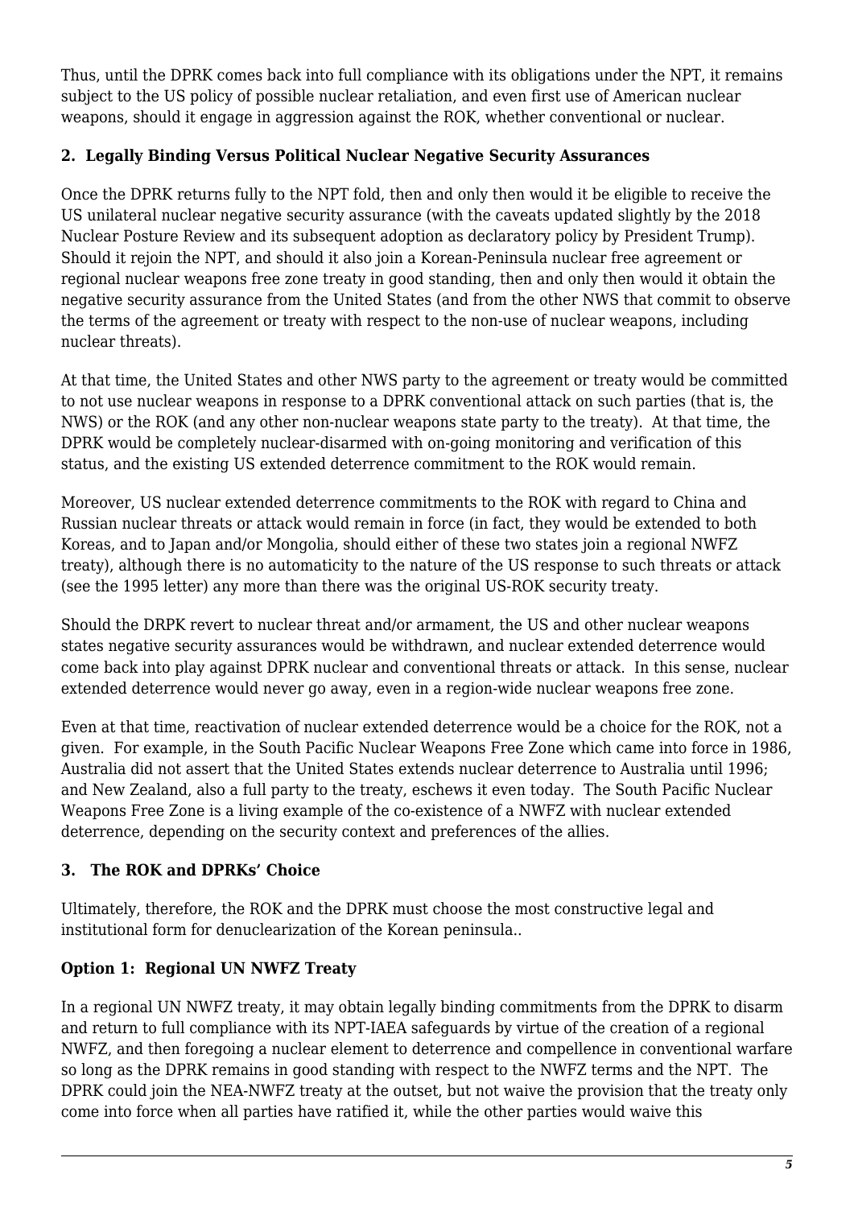Thus, until the DPRK comes back into full compliance with its obligations under the NPT, it remains subject to the US policy of possible nuclear retaliation, and even first use of American nuclear weapons, should it engage in aggression against the ROK, whether conventional or nuclear.

### 2. Legally Binding Versus Political Nuclear Negative Security Assurances

Once the DPRK returns fully to the NPT fold, then and only then would it be eligible to receive the US unilateral nuclear negative security assurance (with the caveats updated slightly by the 2018 Nuclear Posture Review and its subsequent adoption as declaratory policy by President Trump). Should it rejoin the NPT, and should it also join a Korean-Peninsula nuclear free agreement or regional nuclear weapons free zone treaty in good standing, then and only then would it obtain the negative security assurance from the United States (and from the other NWS that commit to observe the terms of the agreement or treaty with respect to the non-use of nuclear weapons, including nuclear threats).

At that time, the United States and other NWS party to the agreement or treaty would be committed to not use nuclear weapons in response to a DPRK conventional attack on such parties (that is, the NWS) or the ROK (and any other non-nuclear weapons state party to the treaty). At that time, the DPRK would be completely nuclear-disarmed with on-going monitoring and verification of this status, and the existing US extended deterrence commitment to the ROK would remain.

Moreover, US nuclear extended deterrence commitments to the ROK with regard to China and Russian nuclear threats or attack would remain in force (in fact, they would be extended to both Koreas, and to Japan and/or Mongolia, should either of these two states join a regional NWFZ treaty), although there is no automaticity to the nature of the US response to such threats or attack (see the 1995 letter) any more than there was the original US-ROK security treaty.

Should the DRPK revert to nuclear threat and/or armament, the US and other nuclear weapons states negative security assurances would be withdrawn, and nuclear extended deterrence would come back into play against DPRK nuclear and conventional threats or attack. In this sense, nuclear extended deterrence would never go away, even in a region-wide nuclear weapons free zone.

Even at that time, reactivation of nuclear extended deterrence would be a choice for the ROK, not a given. For example, in the South Pacific Nuclear Weapons Free Zone which came into force in 1986, Australia did not assert that the United States extends nuclear deterrence to Australia until 1996; and New Zealand, also a full party to the treaty, eschews it even today. The South Pacific Nuclear Weapons Free Zone is a living example of the co-existence of a NWFZ with nuclear extended deterrence, depending on the security context and preferences of the allies.

### 3. The ROK and DPRKs' Choice

Ultimately, therefore, the ROK and the DPRK must choose the most constructive legal and institutional form for denuclearization of the Korean peninsula..

#### Option 1: Regional UN NWFZ Treaty

In a regional UN NWFZ treaty, it may obtain legally binding commitments from the DPRK to disarm and return to full compliance with its NPT-IAEA safeguards by virtue of the creation of a regional NWFZ, and then foregoing a nuclear element to deterrence and compellence in conventional warfare so long as the DPRK remains in good standing with respect to the NWFZ terms and the NPT. The DPRK could join the NEA-NWFZ treaty at the outset, but not waive the provision that the treaty only come into force when all parties have ratified it, while the other parties would waive this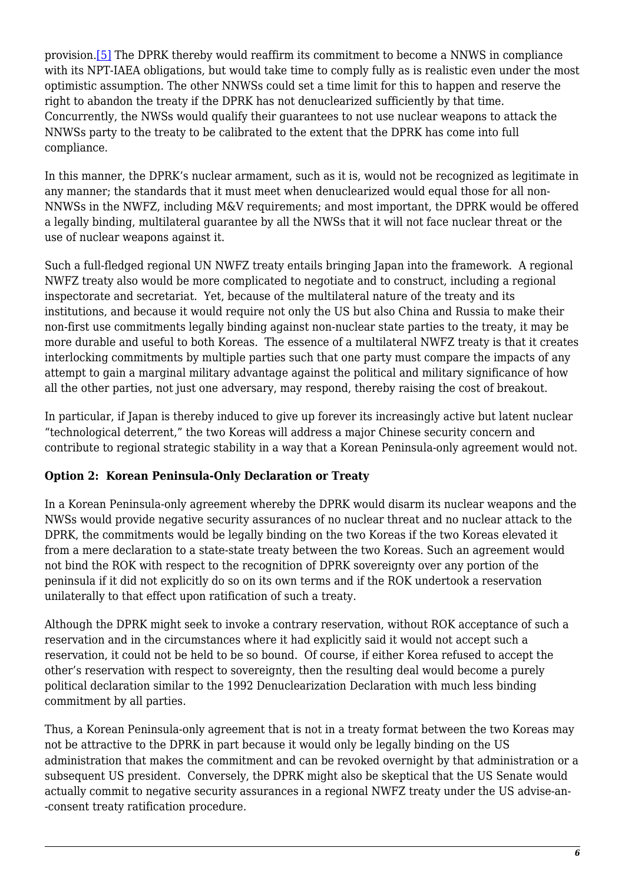provision.[5] The DPRK thereby would reaffirm its commitment to become a NNWS in compliance with its NPT-IAEA obligations, but would take time to comply fully as is realistic even under the most optimistic assumption. The other NNWSs could set a time limit for this to happen and reserve the right to abandon the treaty if the DPRK has not denuclearized sufficiently by that time. Concurrently, the NWSs would qualify their guarantees to not use nuclear weapons to attack the NNWSs party to the treaty to be calibrated to the extent that the DPRK has come into full compliance.

In this manner, the DPRK's nuclear armament, such as it is, would not be recognized as legitimate in any manner; the standards that it must meet when denuclearized would equal those for all non-NNWSs in the NWFZ, including M&V requirements; and most important, the DPRK would be offered a legally binding, multilateral guarantee by all the NWSs that it will not face nuclear threat or the use of nuclear weapons against it.

Such a full-fledged regional UN NWFZ treaty entails bringing Japan into the framework. A regional NWFZ treaty also would be more complicated to negotiate and to construct, including a regional inspectorate and secretariat. Yet, because of the multilateral nature of the treaty and its institutions, and because it would require not only the US but also China and Russia to make their non-first use commitments legally binding against non-nuclear state parties to the treaty, it may be more durable and useful to both Koreas. The essence of a multilateral NWFZ treaty is that it creates interlocking commitments by multiple parties such that one party must compare the impacts of any attempt to gain a marginal military advantage against the political and military significance of how all the other parties, not just one adversary, may respond, thereby raising the cost of breakout.

In particular, if Japan is thereby induced to give up forever its increasingly active but latent nuclear "technological deterrent," the two Koreas will address a major Chinese security concern and contribute to regional strategic stability in a way that a Korean Peninsula-only agreement would not.

**Option 2: Korean Peninsula-Only Declaration or Treaty**

In a Korean Peninsula-only agreement whereby the DPRK would disarm its nuclear weapons and the NWSs would provide negative security assurances of no nuclear threat and no nuclear attack to the DPRK, the commitments would be legally binding on the two Koreas if the two Koreas elevated it from a mere declaration to a state-state treaty between the two Koreas. Such an agreement would not bind the ROK with respect to the recognition of DPRK sovereignty over any portion of the peninsula if it did not explicitly do so on its own terms and if the ROK undertook a reservation unilaterally to that effect upon ratification of such a treaty.

Although the DPRK might seek to invoke a contrary reservation, without ROK acceptance of such a reservation and in the circumstances where it had explicitly said it would not accept such a reservation, it could not be held to be so bound. Of course, if either Korea refused to accept the other's reservation with respect to sovereignty, then the resulting deal would become a purely political declaration similar to the 1992 Denuclearization Declaration with much less binding commitment by all parties.

Thus, a Korean Peninsula-only agreement that is not in a treaty format between the two Koreas may not be attractive to the DPRK in part because it would only be legally binding on the US administration that makes the commitment and can be revoked overnight by that administration or a subsequent US president. Conversely, the DPRK might also be skeptical that the US Senate would actually commit to negative security assurances in a regional NWFZ treaty under the US advise-an--consent treaty ratification procedure.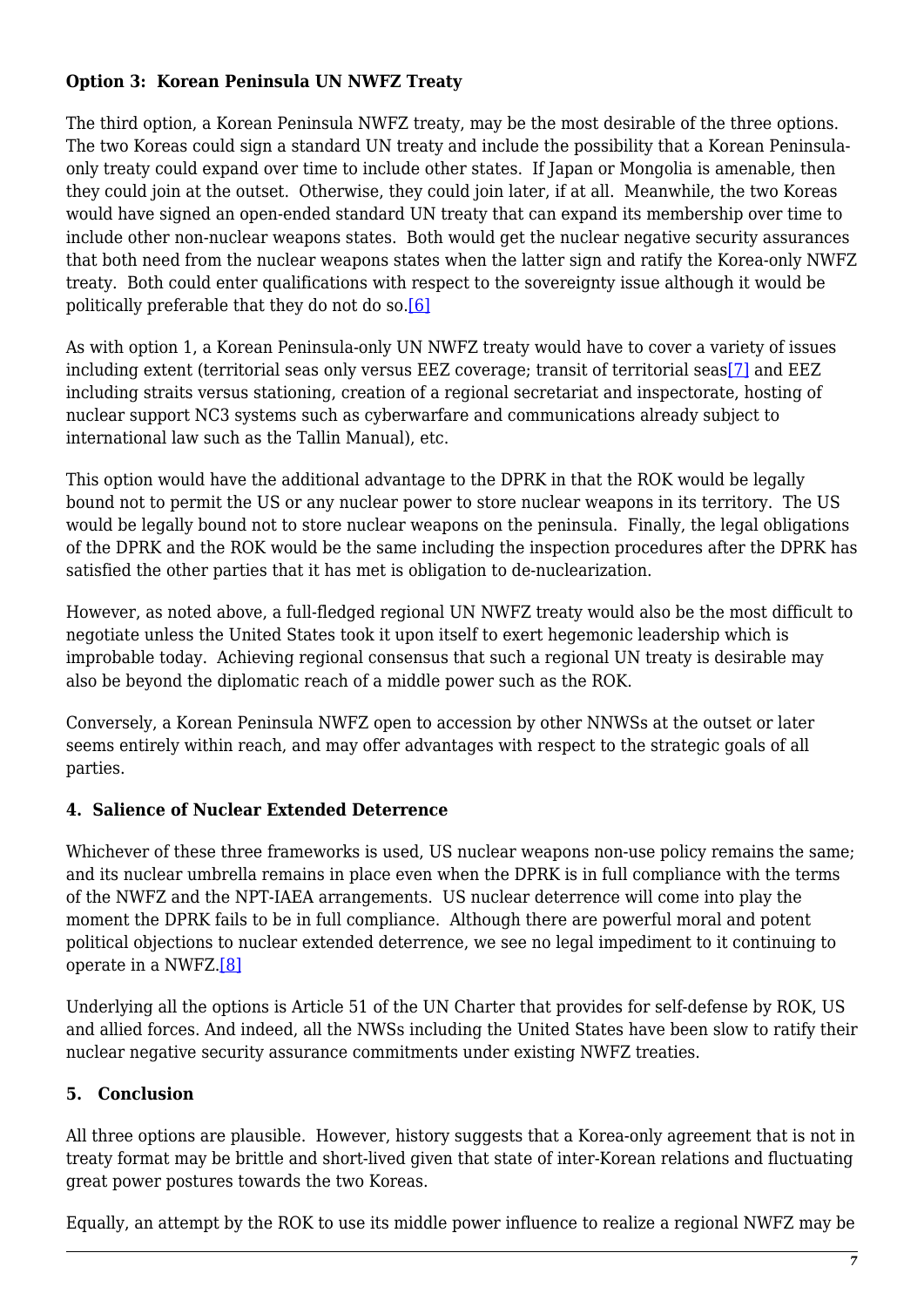**Option 3: Korean Peninsula UN NWFZ Treaty**

The third option, a Korean Peninsula NWFZ treaty, may be the most desirable of the three options. The two Koreas could sign a standard UN treaty and include the possibility that a Korean Peninsula-only treaty could expand over time to include other states. If Japan or Mongolia is amenable, then they could join at the outset. Otherwise, they could join later, if at all. Meanwhile, the two Koreas would have signed an open-ended standard UN treaty that can expand its membership over time to include other non-nuclear weapons states. Both would get the nuclear negative security assurances that both need from the nuclear weapons states when the latter sign and ratify the Korea-only NWFZ treaty. Both could enter qualifications with respect to the sovereignty issue although it would be politically preferable that they do not do so.[6]

As with option 1, a Korean Peninsula-only UN NWFZ treaty would have to cover a variety of issues including extent (territorial seas only versus EEZ coverage; transit of territorial seas[7] and EEZ including straits versus stationing, creation of a regional secretariat and inspectorate, hosting of nuclear support NC3 systems such as cyberwarfare and communications already subject to international law such as the Tallin Manual), etc.

This option would have the additional advantage to the DPRK in that the ROK would be legally bound not to permit the US or any nuclear power to store nuclear weapons in its territory. The US would be legally bound not to store nuclear weapons on the peninsula. Finally, the legal obligations of the DPRK and the ROK would be the same including the inspection procedures after the DPRK has satisfied the other parties that it has met is obligation to de-nuclearization.

However, as noted above, a full-fledged regional UN NWFZ treaty would also be the most difficult to negotiate unless the United States took it upon itself to exert hegemonic leadership which is improbable today. Achieving regional consensus that such a regional UN treaty is desirable may also be beyond the diplomatic reach of a middle power such as the ROK.

Conversely, a Korean Peninsula NWFZ open to accession by other NNWSs at the outset or later seems entirely within reach, and may offer advantages with respect to the strategic goals of all parties.

## 4. Salience of Nuclear Extended Deterrence

Whichever of these three frameworks is used, US nuclear weapons non-use policy remains the same; and its nuclear umbrella remains in place even when the DPRK is in full compliance with the terms of the NWFZ and the NPT-IAEA arrangements. US nuclear deterrence will come into play the moment the DPRK fails to be in full compliance. Although there are powerful moral and potent political objections to nuclear extended deterrence, we see no legal impediment to it continuing to operate in a NWFZ.[8]

Underlying all the options is Article 51 of the UN Charter that provides for self-defense by ROK, US and allied forces. And indeed, all the NWSs including the United States have been slow to ratify their nuclear negative security assurance commitments under existing NWFZ treaties.

## 5. Conclusion

All three options are plausible. However, history suggests that a Korea-only agreement that is not in treaty format may be brittle and short-lived given that state of inter-Korean relations and fluctuating great power postures towards the two Koreas.

Equally, an attempt by the ROK to use its middle power influence to realize a regional NWFZ may be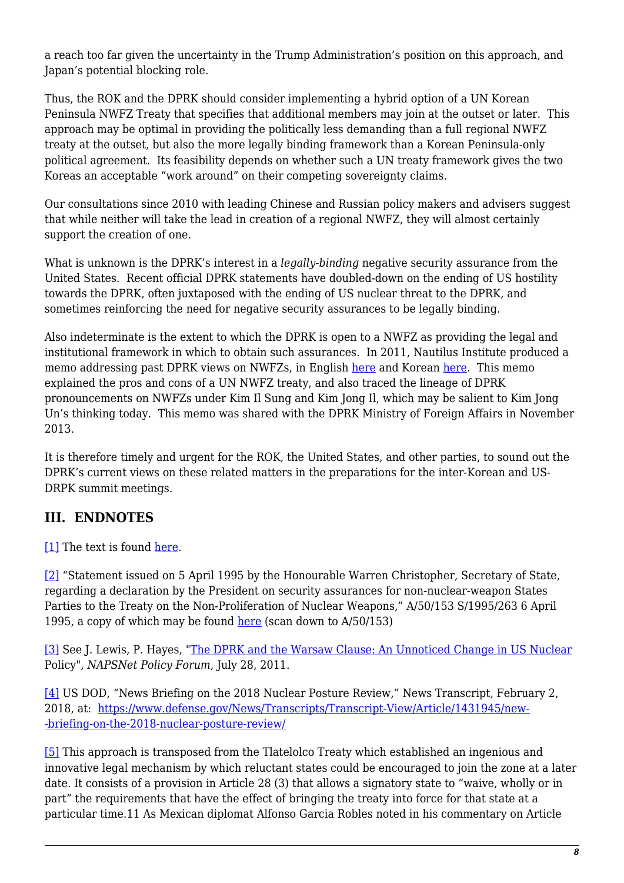a reach too far given the uncertainty in the Trump Administration's position on this approach, and Japan's potential blocking role.

Thus, the ROK and the DPRK should consider implementing a hybrid option of a UN Korean Peninsula NWFZ Treaty that specifies that additional members may join at the outset or later. This approach may be optimal in providing the politically less demanding than a full regional NWFZ treaty at the outset, but also the more legally binding framework than a Korean Peninsula-only political agreement. Its feasibility depends on whether such a UN treaty framework gives the two Koreas an acceptable "work around" on their competing sovereignty claims.

Our consultations since 2010 with leading Chinese and Russian policy makers and advisers suggest that while neither will take the lead in creation of a regional NWFZ, they will almost certainly support the creation of one.

What is unknown is the DPRK's interest in a *legally-binding* negative security assurance from the United States. Recent official DPRK statements have doubled-down on the ending of US hostility towards the DPRK, often juxtaposed with the ending of US nuclear threat to the DPRK, and sometimes reinforcing the need for negative security assurances to be legally binding.

Also indeterminate is the extent to which the DPRK is open to a NWFZ as providing the legal and institutional framework in which to obtain such assurances. In 2011, Nautilus Institute produced a memo addressing past DPRK views on NWFZs, in English here and Korean here. This memo explained the pros and cons of a UN NWFZ treaty, and also traced the lineage of DPRK pronouncements on NWFZs under Kim Il Sung and Kim Jong Il, which may be salient to Kim Jong Un's thinking today. This memo was shared with the DPRK Ministry of Foreign Affairs in November 2013.

It is therefore timely and urgent for the ROK, the United States, and other parties, to sound out the DPRK's current views on these related matters in the preparations for the inter-Korean and US-DRPK summit meetings.

## III. ENDNOTES

[1] The text is found here.

[2] "Statement issued on 5 April 1995 by the Honourable Warren Christopher, Secretary of State, regarding a declaration by the President on security assurances for non-nuclear-weapon States Parties to the Treaty on the Non-Proliferation of Nuclear Weapons," A/50/153 S/1995/263 6 April 1995, a copy of which may be found here (scan down to A/50/153)

[3] See J. Lewis, P. Hayes, "The DPRK and the Warsaw Clause: An Unnoticed Change in US Nuclear Policy", *NAPSNet Policy Forum*, July 28, 2011.

[4] US DOD, "News Briefing on the 2018 Nuclear Posture Review," News Transcript, February 2, 2018, at: https://www.defense.gov/News/Transcripts/Transcript-View/Article/1431945/new--briefing-on-the-2018-nuclear-posture-review/

[5] This approach is transposed from the Tlatelolco Treaty which established an ingenious and innovative legal mechanism by which reluctant states could be encouraged to join the zone at a later date. It consists of a provision in Article 28 (3) that allows a signatory state to "waive, wholly or in part" the requirements that have the effect of bringing the treaty into force for that state at a particular time.11 As Mexican diplomat Alfonso Garcia Robles noted in his commentary on Article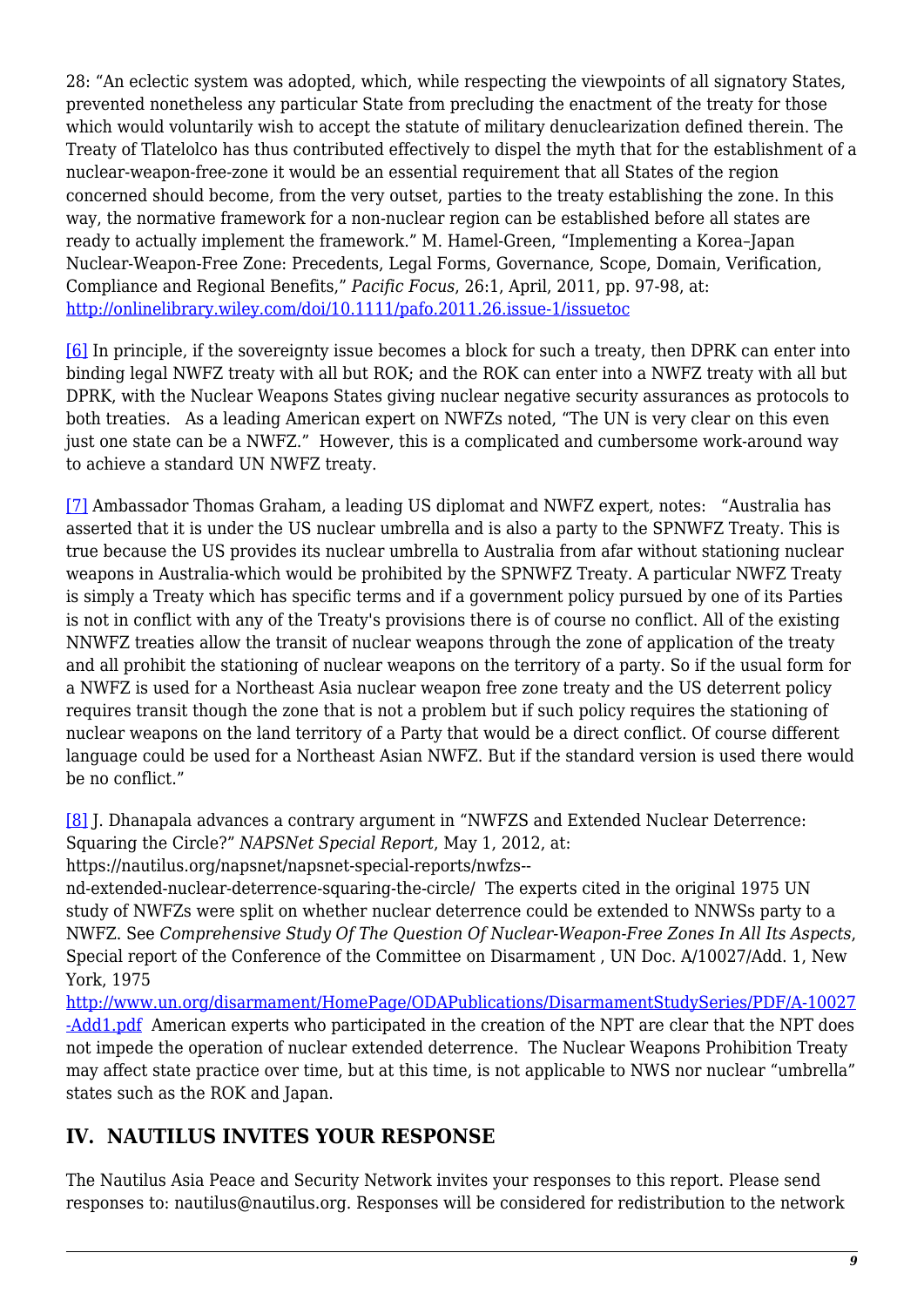28: "An eclectic system was adopted, which, while respecting the viewpoints of all signatory States, prevented nonetheless any particular State from precluding the enactment of the treaty for those which would voluntarily wish to accept the statute of military denuclearization defined therein. The Treaty of Tlatelolco has thus contributed effectively to dispel the myth that for the establishment of a nuclear-weapon-free-zone it would be an essential requirement that all States of the region concerned should become, from the very outset, parties to the treaty establishing the zone. In this way, the normative framework for a non-nuclear region can be established before all states are ready to actually implement the framework." M. Hamel-Green, "Implementing a Korea–Japan Nuclear-Weapon-Free Zone: Precedents, Legal Forms, Governance, Scope, Domain, Verification, Compliance and Regional Benefits," *Pacific Focus*, 26:1, April, 2011, pp. 97-98, at: http://onlinelibrary.wiley.com/doi/10.1111/pafo.2011.26.issue-1/issuetoc

[6] In principle, if the sovereignty issue becomes a block for such a treaty, then DPRK can enter into binding legal NWFZ treaty with all but ROK; and the ROK can enter into a NWFZ treaty with all but DPRK, with the Nuclear Weapons States giving nuclear negative security assurances as protocols to both treaties. As a leading American expert on NWFZs noted, "The UN is very clear on this even just one state can be a NWFZ." However, this is a complicated and cumbersome work-around way to achieve a standard UN NWFZ treaty.

[7] Ambassador Thomas Graham, a leading US diplomat and NWFZ expert, notes: "Australia has asserted that it is under the US nuclear umbrella and is also a party to the SPNWFZ Treaty. This is true because the US provides its nuclear umbrella to Australia from afar without stationing nuclear weapons in Australia-which would be prohibited by the SPNWFZ Treaty. A particular NWFZ Treaty is simply a Treaty which has specific terms and if a government policy pursued by one of its Parties is not in conflict with any of the Treaty's provisions there is of course no conflict. All of the existing NNWFZ treaties allow the transit of nuclear weapons through the zone of application of the treaty and all prohibit the stationing of nuclear weapons on the territory of a party. So if the usual form for a NWFZ is used for a Northeast Asia nuclear weapon free zone treaty and the US deterrent policy requires transit though the zone that is not a problem but if such policy requires the stationing of nuclear weapons on the land territory of a Party that would be a direct conflict. Of course different language could be used for a Northeast Asian NWFZ. But if the standard version is used there would be no conflict."

[8] J. Dhanapala advances a contrary argument in "NWFZS and Extended Nuclear Deterrence: Squaring the Circle?" *NAPSNet Special Report*, May 1, 2012, at: https://nautilus.org/napsnet/napsnet-special-reports/nwfzs--nd-extended-nuclear-deterrence-squaring-the-circle/ The experts cited in the original 1975 UN study of NWFZs were split on whether nuclear deterrence could be extended to NNWSs party to a NWFZ. See *Comprehensive Study Of The Question Of Nuclear-Weapon-Free Zones In All Its Aspects*, Special report of the Conference of the Committee on Disarmament , UN Doc. A/10027/Add. 1, New York, 1975 http://www.un.org/disarmament/HomePage/ODAPublications/DisarmamentStudySeries/PDF/A-10027-Add1.pdf American experts who participated in the creation of the NPT are clear that the NPT does not impede the operation of nuclear extended deterrence. The Nuclear Weapons Prohibition Treaty may affect state practice over time, but at this time, is not applicable to NWS nor nuclear "umbrella" states such as the ROK and Japan.

## IV. NAUTILUS INVITES YOUR RESPONSE

The Nautilus Asia Peace and Security Network invites your responses to this report. Please send responses to: nautilus@nautilus.org. Responses will be considered for redistribution to the network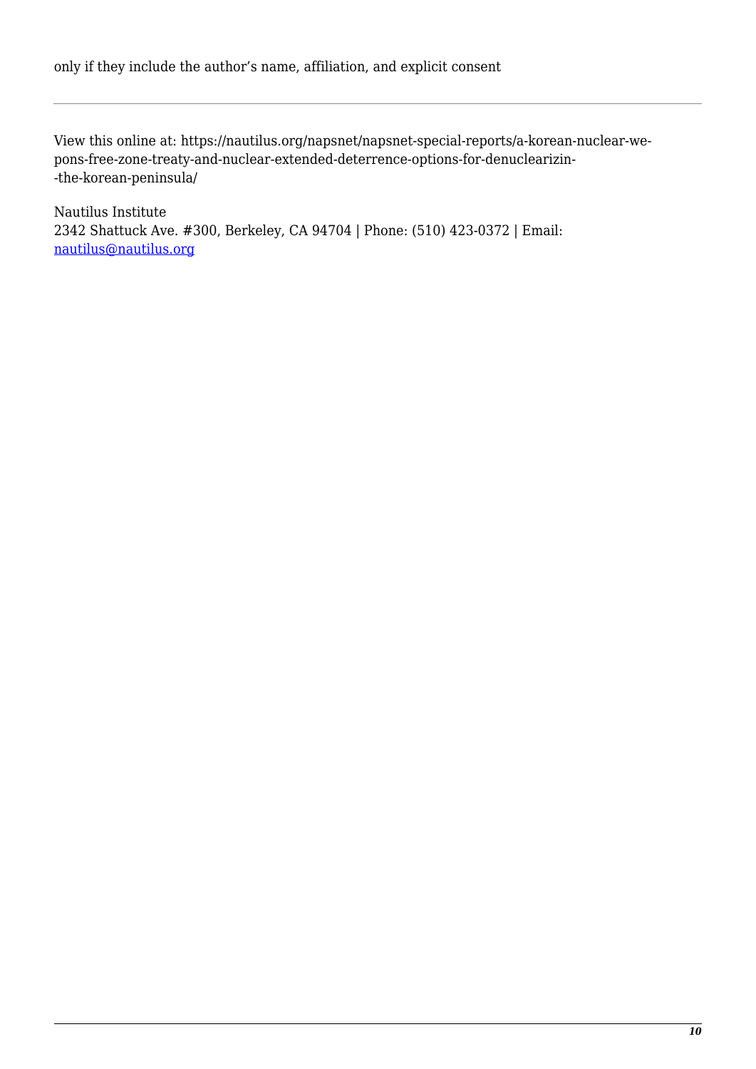only if they include the author's name, affiliation, and explicit consent

---

View this online at: https://nautilus.org/napsnet/napsnet-special-reports/a-korean-nuclear-weapons-free-zone-treaty-and-nuclear-extended-deterrence-options-for-denuclearizin--the-korean-peninsula/

Nautilus Institute
2342 Shattuck Ave. #300, Berkeley, CA 94704 | Phone: (510) 423-0372 | Email: nautilus@nautilus.org